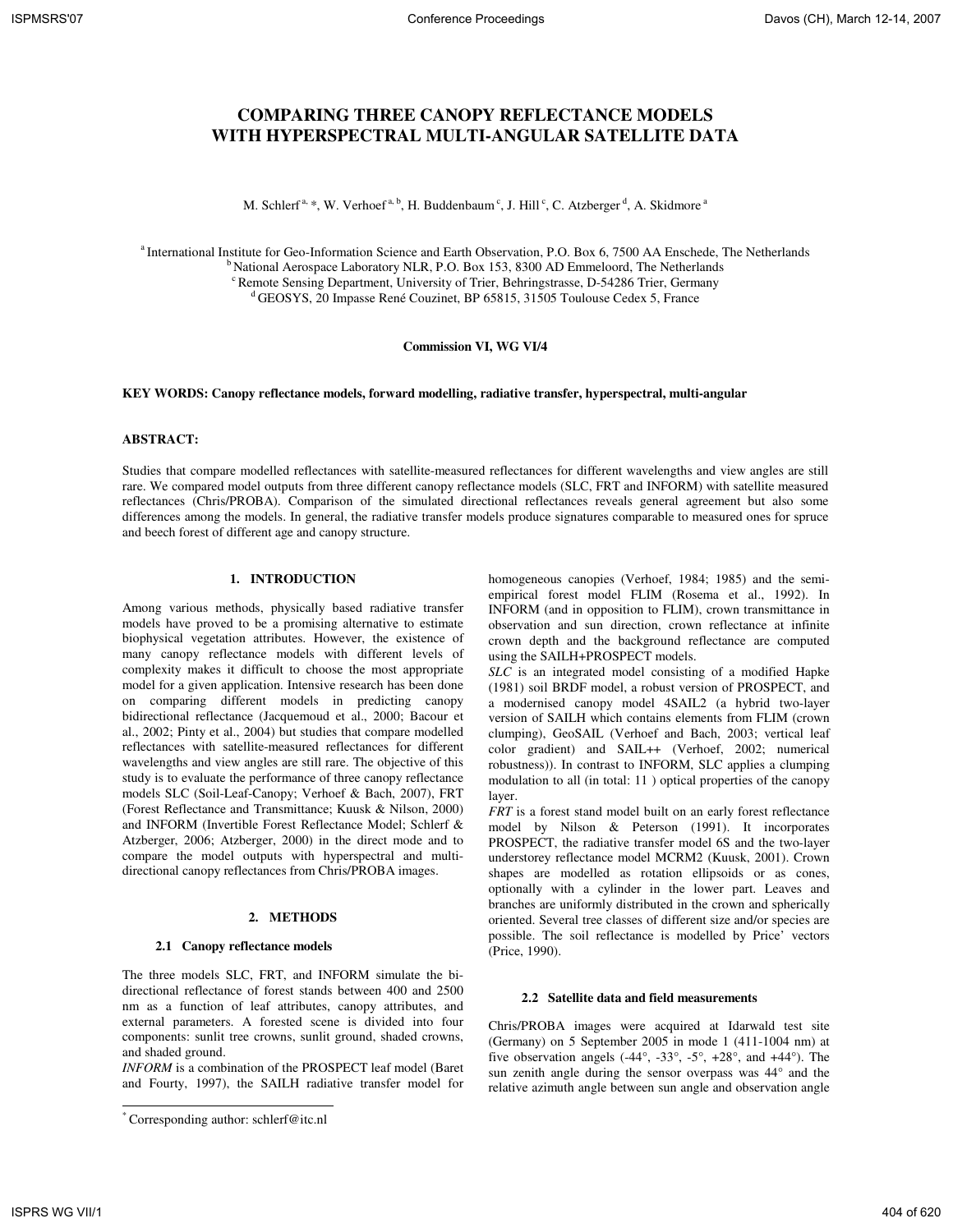# COMPARING THREE CANOPY REFLECTANCE MODELS WITH HYPERSPECTRAL MULTI-ANGULAR SATELLITE DATA

M. Schlerf [a, *], W. Verhoef [a, b], H. Buddenbaum [c], J. Hill [c], C. Atzberger [d], A. Skidmore [a]

[a] International Institute for Geo-Information Science and Earth Observation, P.O. Box 6, 7500 AA Enschede, The Netherlands
[b] National Aerospace Laboratory NLR, P.O. Box 153, 8300 AD Emmeloord, The Netherlands
[c] Remote Sensing Department, University of Trier, Behringstrasse, D-54286 Trier, Germany
[d] GEOSYS, 20 Impasse René Couzinet, BP 65815, 31505 Toulouse Cedex 5, France

**Commission VI, WG VI/4**

**KEY WORDS: Canopy reflectance models, forward modelling, radiative transfer, hyperspectral, multi-angular**

**ABSTRACT:**

Studies that compare modelled reflectances with satellite-measured reflectances for different wavelengths and view angles are still rare. We compared model outputs from three different canopy reflectance models (SLC, FRT and INFORM) with satellite measured reflectances (Chris/PROBA). Comparison of the simulated directional reflectances reveals general agreement but also some differences among the models. In general, the radiative transfer models produce signatures comparable to measured ones for spruce and beech forest of different age and canopy structure.

## 1. INTRODUCTION

Among various methods, physically based radiative transfer models have proved to be a promising alternative to estimate biophysical vegetation attributes. However, the existence of many canopy reflectance models with different levels of complexity makes it difficult to choose the most appropriate model for a given application. Intensive research has been done on comparing different models in predicting canopy bidirectional reflectance (Jacquemoud et al., 2000; Bacour et al., 2002; Pinty et al., 2004) but studies that compare modelled reflectances with satellite-measured reflectances for different wavelengths and view angles are still rare. The objective of this study is to evaluate the performance of three canopy reflectance models SLC (Soil-Leaf-Canopy; Verhoef & Bach, 2007), FRT (Forest Reflectance and Transmittance; Kuusk & Nilson, 2000) and INFORM (Invertible Forest Reflectance Model; Schlerf & Atzberger, 2006; Atzberger, 2000) in the direct mode and to compare the model outputs with hyperspectral and multi-directional canopy reflectances from Chris/PROBA images.

## 2. METHODS

### 2.1 Canopy reflectance models

The three models SLC, FRT, and INFORM simulate the bi-directional reflectance of forest stands between 400 and 2500 nm as a function of leaf attributes, canopy attributes, and external parameters. A forested scene is divided into four components: sunlit tree crowns, sunlit ground, shaded crowns, and shaded ground.

*INFORM* is a combination of the PROSPECT leaf model (Baret and Fourty, 1997), the SAILH radiative transfer model for homogeneous canopies (Verhoef, 1984; 1985) and the semi-empirical forest model FLIM (Rosema et al., 1992). In INFORM (and in opposition to FLIM), crown transmittance in observation and sun direction, crown reflectance at infinite crown depth and the background reflectance are computed using the SAILH+PROSPECT models.

*SLC* is an integrated model consisting of a modified Hapke (1981) soil BRDF model, a robust version of PROSPECT, and a modernised canopy model 4SAIL2 (a hybrid two-layer version of SAILH which contains elements from FLIM (crown clumping), GeoSAIL (Verhoef and Bach, 2003; vertical leaf color gradient) and SAIL++ (Verhoef, 2002; numerical robustness)). In contrast to INFORM, SLC applies a clumping modulation to all (in total: 11 ) optical properties of the canopy layer.

*FRT* is a forest stand model built on an early forest reflectance model by Nilson & Peterson (1991). It incorporates PROSPECT, the radiative transfer model 6S and the two-layer understorey reflectance model MCRM2 (Kuusk, 2001). Crown shapes are modelled as rotation ellipsoids or as cones, optionally with a cylinder in the lower part. Leaves and branches are uniformly distributed in the crown and spherically oriented. Several tree classes of different size and/or species are possible. The soil reflectance is modelled by Price' vectors (Price, 1990).

### 2.2 Satellite data and field measurements

Chris/PROBA images were acquired at Idarwald test site (Germany) on 5 September 2005 in mode 1 (411-1004 nm) at five observation angels (-44°, -33°, -5°, +28°, and +44°). The sun zenith angle during the sensor overpass was 44° and the relative azimuth angle between sun angle and observation angle

[*] Corresponding author: schlerf@itc.nl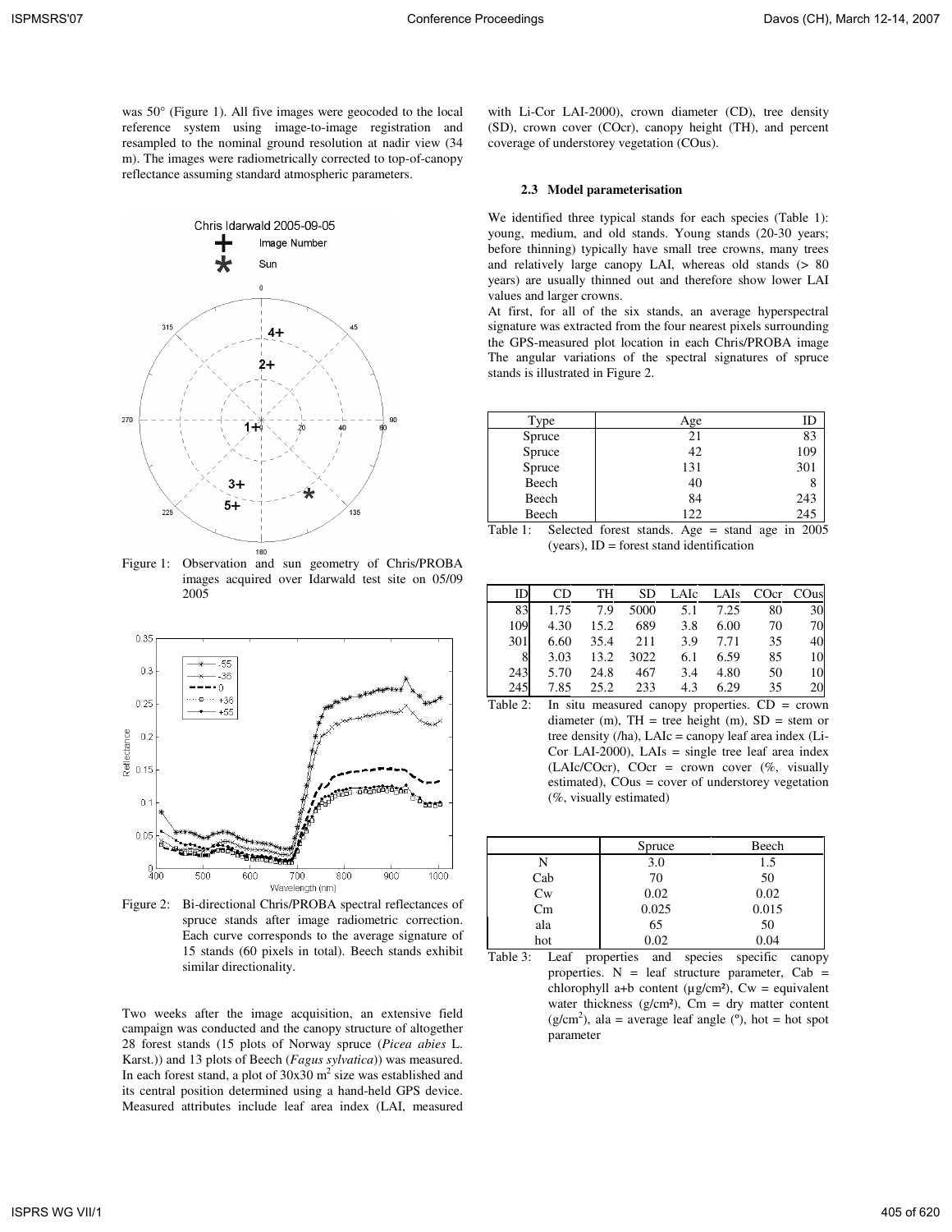was 50° (Figure 1). All five images were geocoded to the local reference system using image-to-image registration and resampled to the nominal ground resolution at nadir view (34 m). The images were radiometrically corrected to top-of-canopy reflectance assuming standard atmospheric parameters.

Figure 1: Observation and sun geometry of Chris/PROBA images acquired over Idarwald test site on 05/09 2005

Figure 2: Bi-directional Chris/PROBA spectral reflectances of spruce stands after image radiometric correction. Each curve corresponds to the average signature of 15 stands (60 pixels in total). Beech stands exhibit similar directionality.

Two weeks after the image acquisition, an extensive field campaign was conducted and the canopy structure of altogether 28 forest stands (15 plots of Norway spruce (*Picea abies* L. Karst.)) and 13 plots of Beech (*Fagus sylvatica*)) was measured. In each forest stand, a plot of 30x30 m$^2$ size was established and its central position determined using a hand-held GPS device. Measured attributes include leaf area index (LAI, measured with Li-Cor LAI-2000), crown diameter (CD), tree density (SD), crown cover (COcr), canopy height (TH), and percent coverage of understorey vegetation (COus).

### 2.3 Model parameterisation

We identified three typical stands for each species (Table 1): young, medium, and old stands. Young stands (20-30 years; before thinning) typically have small tree crowns, many trees and relatively large canopy LAI, whereas old stands (> 80 years) are usually thinned out and therefore show lower LAI values and larger crowns.

At first, for all of the six stands, an average hyperspectral signature was extracted from the four nearest pixels surrounding the GPS-measured plot location in each Chris/PROBA image The angular variations of the spectral signatures of spruce stands is illustrated in Figure 2.

| Type | Age | ID |
|---|---|---|
| Spruce | 21 | 83 |
| Spruce | 42 | 109 |
| Spruce | 131 | 301 |
| Beech | 40 | 8 |
| Beech | 84 | 243 |
| Beech | 122 | 245 |

Table 1: Selected forest stands. Age = stand age in 2005 (years), ID = forest stand identification

| ID | CD | TH | SD | LAIc | LAIs | COcr | COus |
|---|---|---|---|---|---|---|---|
| 83 | 1.75 | 7.9 | 5000 | 5.1 | 7.25 | 80 | 30 |
| 109 | 4.30 | 15.2 | 689 | 3.8 | 6.00 | 70 | 70 |
| 301 | 6.60 | 35.4 | 211 | 3.9 | 7.71 | 35 | 40 |
| 8 | 3.03 | 13.2 | 3022 | 6.1 | 6.59 | 85 | 10 |
| 243 | 5.70 | 24.8 | 467 | 3.4 | 4.80 | 50 | 10 |
| 245 | 7.85 | 25.2 | 233 | 4.3 | 6.29 | 35 | 20 |

Table 2: In situ measured canopy properties. CD = crown diameter (m), TH = tree height (m), SD = stem or tree density (/ha), LAIc = canopy leaf area index (Li-Cor LAI-2000), LAIs = single tree leaf area index (LAIc/COcr), COcr = crown cover (%, visually estimated), COus = cover of understorey vegetation (%, visually estimated)

| | Spruce | Beech |
|---|---|---|
| N | 3.0 | 1.5 |
| Cab | 70 | 50 |
| Cw | 0.02 | 0.02 |
| Cm | 0.025 | 0.015 |
| ala | 65 | 50 |
| hot | 0.02 | 0.04 |

Table 3: Leaf properties and species specific canopy properties. N = leaf structure parameter, Cab = chlorophyll a+b content (µg/cm²), Cw = equivalent water thickness (g/cm²), Cm = dry matter content (g/cm$^2$), ala = average leaf angle (º), hot = hot spot parameter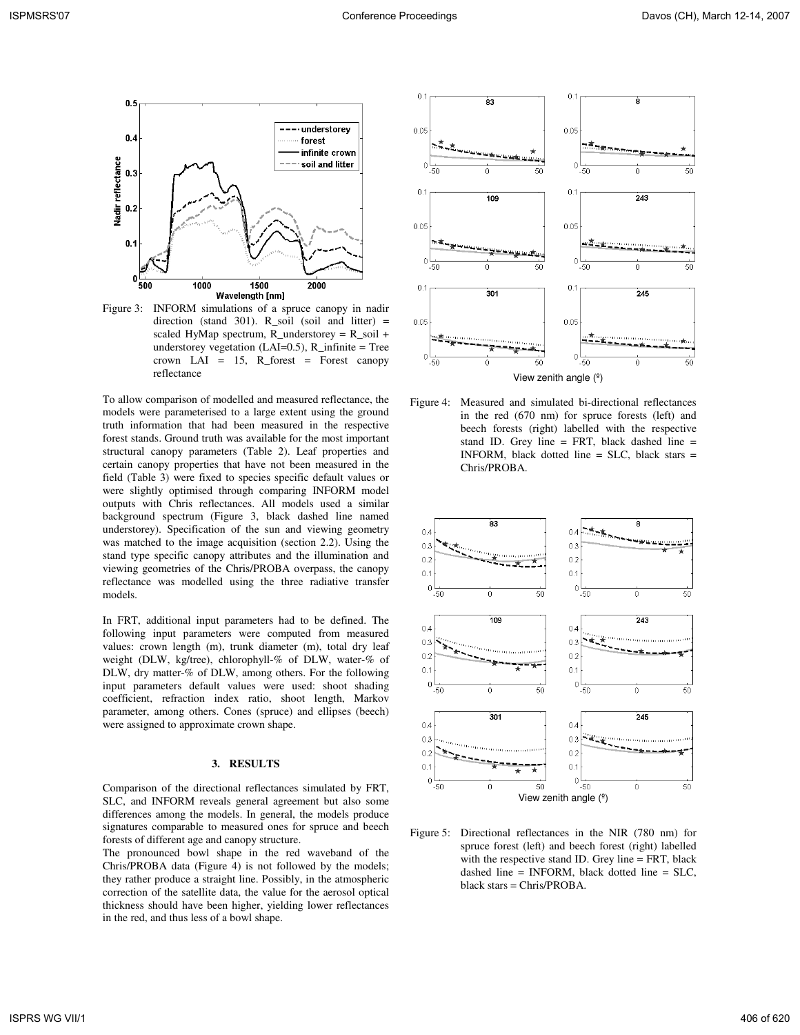Figure 3: INFORM simulations of a spruce canopy in nadir direction (stand 301). R_soil (soil and litter) = scaled HyMap spectrum, R_understorey = R_soil + understorey vegetation (LAI=0.5), R_infinite = Tree crown LAI = 15, R_forest = Forest canopy reflectance

To allow comparison of modelled and measured reflectance, the models were parameterised to a large extent using the ground truth information that had been measured in the respective forest stands. Ground truth was available for the most important structural canopy parameters (Table 2). Leaf properties and certain canopy properties that have not been measured in the field (Table 3) were fixed to species specific default values or were slightly optimised through comparing INFORM model outputs with Chris reflectances. All models used a similar background spectrum (Figure 3, black dashed line named understorey). Specification of the sun and viewing geometry was matched to the image acquisition (section 2.2). Using the stand type specific canopy attributes and the illumination and viewing geometries of the Chris/PROBA overpass, the canopy reflectance was modelled using the three radiative transfer models.

In FRT, additional input parameters had to be defined. The following input parameters were computed from measured values: crown length (m), trunk diameter (m), total dry leaf weight (DLW, kg/tree), chlorophyll-% of DLW, water-% of DLW, dry matter-% of DLW, among others. For the following input parameters default values were used: shoot shading coefficient, refraction index ratio, shoot length, Markov parameter, among others. Cones (spruce) and ellipses (beech) were assigned to approximate crown shape.

## 3. RESULTS

Comparison of the directional reflectances simulated by FRT, SLC, and INFORM reveals general agreement but also some differences among the models. In general, the models produce signatures comparable to measured ones for spruce and beech forests of different age and canopy structure.

The pronounced bowl shape in the red waveband of the Chris/PROBA data (Figure 4) is not followed by the models; they rather produce a straight line. Possibly, in the atmospheric correction of the satellite data, the value for the aerosol optical thickness should have been higher, yielding lower reflectances in the red, and thus less of a bowl shape.

Figure 4: Measured and simulated bi-directional reflectances in the red (670 nm) for spruce forests (left) and beech forests (right) labelled with the respective stand ID. Grey line = FRT, black dashed line = INFORM, black dotted line = SLC, black stars = Chris/PROBA.

Figure 5: Directional reflectances in the NIR (780 nm) for spruce forest (left) and beech forest (right) labelled with the respective stand ID. Grey line = FRT, black dashed line = INFORM, black dotted line = SLC, black stars = Chris/PROBA.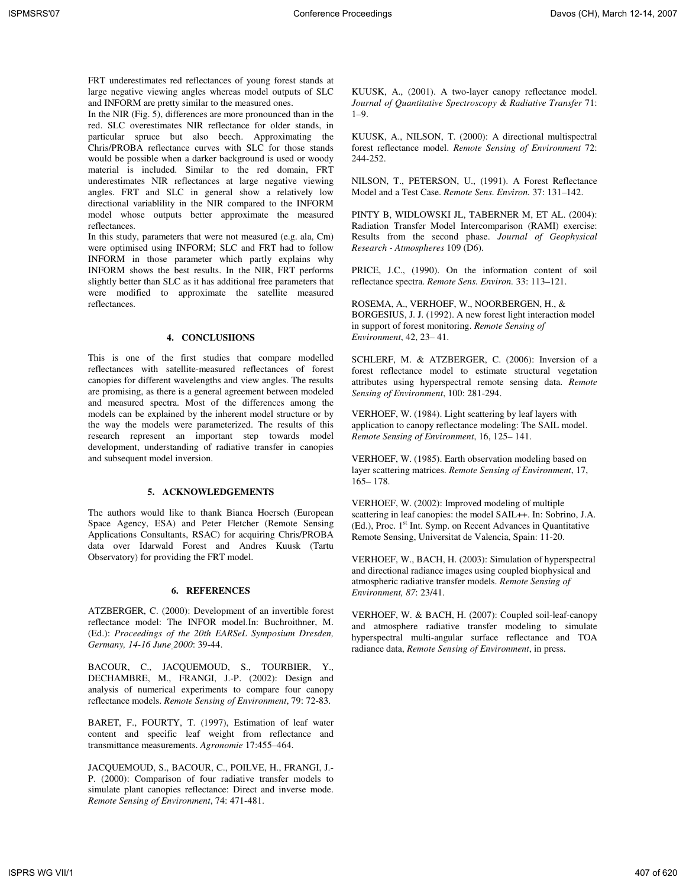FRT underestimates red reflectances of young forest stands at large negative viewing angles whereas model outputs of SLC and INFORM are pretty similar to the measured ones.

In the NIR (Fig. 5), differences are more pronounced than in the red. SLC overestimates NIR reflectance for older stands, in particular spruce but also beech. Approximating the Chris/PROBA reflectance curves with SLC for those stands would be possible when a darker background is used or woody material is included. Similar to the red domain, FRT underestimates NIR reflectances at large negative viewing angles. FRT and SLC in general show a relatively low directional variablility in the NIR compared to the INFORM model whose outputs better approximate the measured reflectances.

In this study, parameters that were not measured (e.g. ala, Cm) were optimised using INFORM; SLC and FRT had to follow INFORM in those parameter which partly explains why INFORM shows the best results. In the NIR, FRT performs slightly better than SLC as it has additional free parameters that were modified to approximate the satellite measured reflectances.

## 4. CONCLUSIIONS

This is one of the first studies that compare modelled reflectances with satellite-measured reflectances of forest canopies for different wavelengths and view angles. The results are promising, as there is a general agreement between modeled and measured spectra. Most of the differences among the models can be explained by the inherent model structure or by the way the models were parameterized. The results of this research represent an important step towards model development, understanding of radiative transfer in canopies and subsequent model inversion.

## 5. ACKNOWLEDGEMENTS

The authors would like to thank Bianca Hoersch (European Space Agency, ESA) and Peter Fletcher (Remote Sensing Applications Consultants, RSAC) for acquiring Chris/PROBA data over Idarwald Forest and Andres Kuusk (Tartu Observatory) for providing the FRT model.

## 6. REFERENCES

ATZBERGER, C. (2000): Development of an invertible forest reflectance model: The INFOR model.In: Buchroithner, M. (Ed.): *Proceedings of the 20th EARSeL Symposium Dresden, Germany, 14-16 June 2000*: 39-44.

BACOUR, C., JACQUEMOUD, S., TOURBIER, Y., DECHAMBRE, M., FRANGI, J.-P. (2002): Design and analysis of numerical experiments to compare four canopy reflectance models. *Remote Sensing of Environment*, 79: 72-83.

BARET, F., FOURTY, T. (1997), Estimation of leaf water content and specific leaf weight from reflectance and transmittance measurements. *Agronomie* 17:455–464.

JACQUEMOUD, S., BACOUR, C., POILVE, H., FRANGI, J.-P. (2000): Comparison of four radiative transfer models to simulate plant canopies reflectance: Direct and inverse mode. *Remote Sensing of Environment*, 74: 471-481.

KUUSK, A., (2001). A two-layer canopy reflectance model. *Journal of Quantitative Spectroscopy & Radiative Transfer* 71: 1–9.

KUUSK, A., NILSON, T. (2000): A directional multispectral forest reflectance model. *Remote Sensing of Environment* 72: 244-252.

NILSON, T., PETERSON, U., (1991). A Forest Reflectance Model and a Test Case. *Remote Sens. Environ.* 37: 131–142.

PINTY B, WIDLOWSKI JL, TABERNER M, ET AL. (2004): Radiation Transfer Model Intercomparison (RAMI) exercise: Results from the second phase. *Journal of Geophysical Research - Atmospheres* 109 (D6).

PRICE, J.C., (1990). On the information content of soil reflectance spectra. *Remote Sens. Environ.* 33: 113–121.

ROSEMA, A., VERHOEF, W., NOORBERGEN, H., & BORGESIUS, J. J. (1992). A new forest light interaction model in support of forest monitoring. *Remote Sensing of Environment*, 42, 23– 41.

SCHLERF, M. & ATZBERGER, C. (2006): Inversion of a forest reflectance model to estimate structural vegetation attributes using hyperspectral remote sensing data. *Remote Sensing of Environment*, 100: 281-294.

VERHOEF, W. (1984). Light scattering by leaf layers with application to canopy reflectance modeling: The SAIL model. *Remote Sensing of Environment*, 16, 125– 141.

VERHOEF, W. (1985). Earth observation modeling based on layer scattering matrices. *Remote Sensing of Environment*, 17, 165– 178.

VERHOEF, W. (2002): Improved modeling of multiple scattering in leaf canopies: the model SAIL++. In: Sobrino, J.A. (Ed.), Proc. 1st Int. Symp. on Recent Advances in Quantitative Remote Sensing, Universitat de Valencia, Spain: 11-20.

VERHOEF, W., BACH, H. (2003): Simulation of hyperspectral and directional radiance images using coupled biophysical and atmospheric radiative transfer models. *Remote Sensing of Environment, 87*: 23/41.

VERHOEF, W. & BACH, H. (2007): Coupled soil-leaf-canopy and atmosphere radiative transfer modeling to simulate hyperspectral multi-angular surface reflectance and TOA radiance data, *Remote Sensing of Environment*, in press.